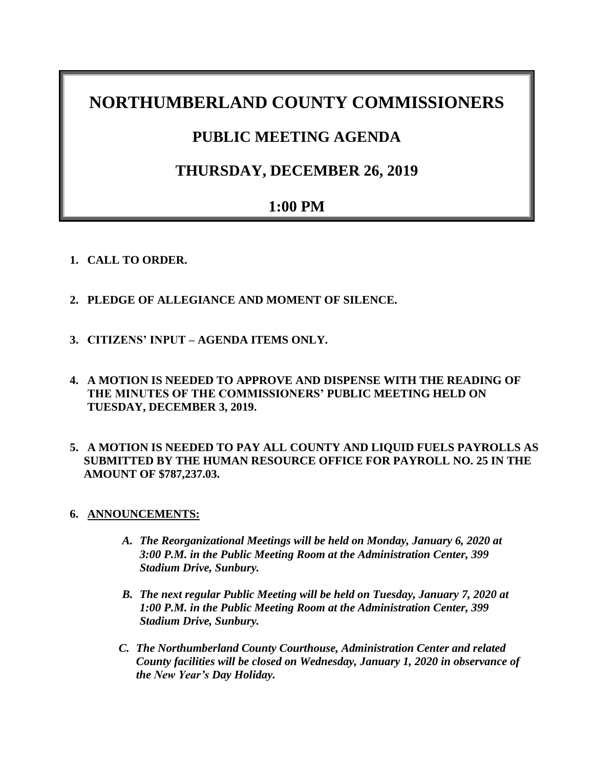# NORTHUMBERLAND COUNTY COMMISSIONERS

## PUBLIC MEETING AGENDA

## THURSDAY, DECEMBER 26, 2019

## 1:00 PM

1. **CALL TO ORDER.**

2. **PLEDGE OF ALLEGIANCE AND MOMENT OF SILENCE.**

3. **CITIZENS' INPUT – AGENDA ITEMS ONLY.**

4. **A MOTION IS NEEDED TO APPROVE AND DISPENSE WITH THE READING OF THE MINUTES OF THE COMMISSIONERS' PUBLIC MEETING HELD ON TUESDAY, DECEMBER 3, 2019.**

5. **A MOTION IS NEEDED TO PAY ALL COUNTY AND LIQUID FUELS PAYROLLS AS SUBMITTED BY THE HUMAN RESOURCE OFFICE FOR PAYROLL NO. 25 IN THE AMOUNT OF $787,237.03.**

6. **<u>ANNOUNCEMENTS:</u>**

   A. ***The Reorganizational Meetings will be held on Monday, January 6, 2020 at 3:00 P.M. in the Public Meeting Room at the Administration Center, 399 Stadium Drive, Sunbury.***

   B. ***The next regular Public Meeting will be held on Tuesday, January 7, 2020 at 1:00 P.M. in the Public Meeting Room at the Administration Center, 399 Stadium Drive, Sunbury.***

   C. ***The Northumberland County Courthouse, Administration Center and related County facilities will be closed on Wednesday, January 1, 2020 in observance of the New Year's Day Holiday.***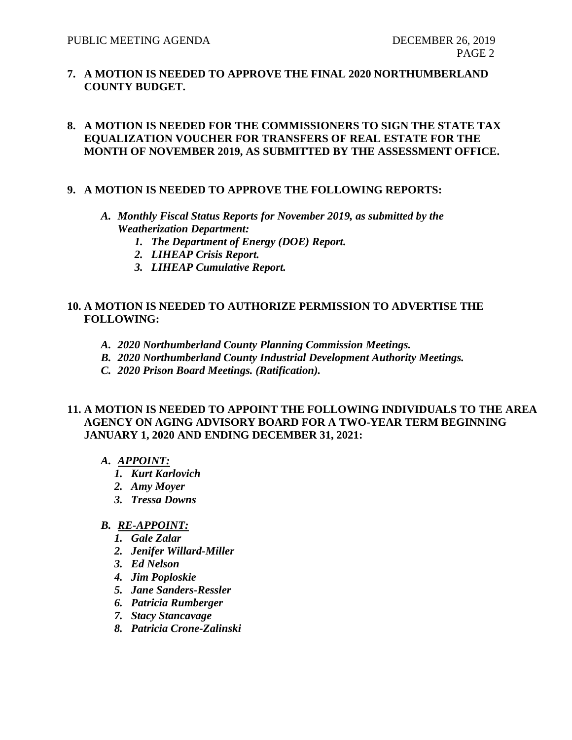**7. A MOTION IS NEEDED TO APPROVE THE FINAL 2020 NORTHUMBERLAND COUNTY BUDGET.**

**8. A MOTION IS NEEDED FOR THE COMMISSIONERS TO SIGN THE STATE TAX EQUALIZATION VOUCHER FOR TRANSFERS OF REAL ESTATE FOR THE MONTH OF NOVEMBER 2019, AS SUBMITTED BY THE ASSESSMENT OFFICE.**

**9. A MOTION IS NEEDED TO APPROVE THE FOLLOWING REPORTS:**

   ***A. Monthly Fiscal Status Reports for November 2019, as submitted by the Weatherization Department:***
      ***1. The Department of Energy (DOE) Report.***
      ***2. LIHEAP Crisis Report.***
      ***3. LIHEAP Cumulative Report.***

**10. A MOTION IS NEEDED TO AUTHORIZE PERMISSION TO ADVERTISE THE FOLLOWING:**

   ***A. 2020 Northumberland County Planning Commission Meetings.***
   ***B. 2020 Northumberland County Industrial Development Authority Meetings.***
   ***C. 2020 Prison Board Meetings. (Ratification).***

**11. A MOTION IS NEEDED TO APPOINT THE FOLLOWING INDIVIDUALS TO THE AREA AGENCY ON AGING ADVISORY BOARD FOR A TWO-YEAR TERM BEGINNING JANUARY 1, 2020 AND ENDING DECEMBER 31, 2021:**

   ***A. <u>APPOINT:</u>***
      ***1. Kurt Karlovich***
      ***2. Amy Moyer***
      ***3. Tressa Downs***

   ***B. <u>RE-APPOINT:</u>***
      ***1. Gale Zalar***
      ***2. Jenifer Willard-Miller***
      ***3. Ed Nelson***
      ***4. Jim Poploskie***
      ***5. Jane Sanders-Ressler***
      ***6. Patricia Rumberger***
      ***7. Stacy Stancavage***
      ***8. Patricia Crone-Zalinski***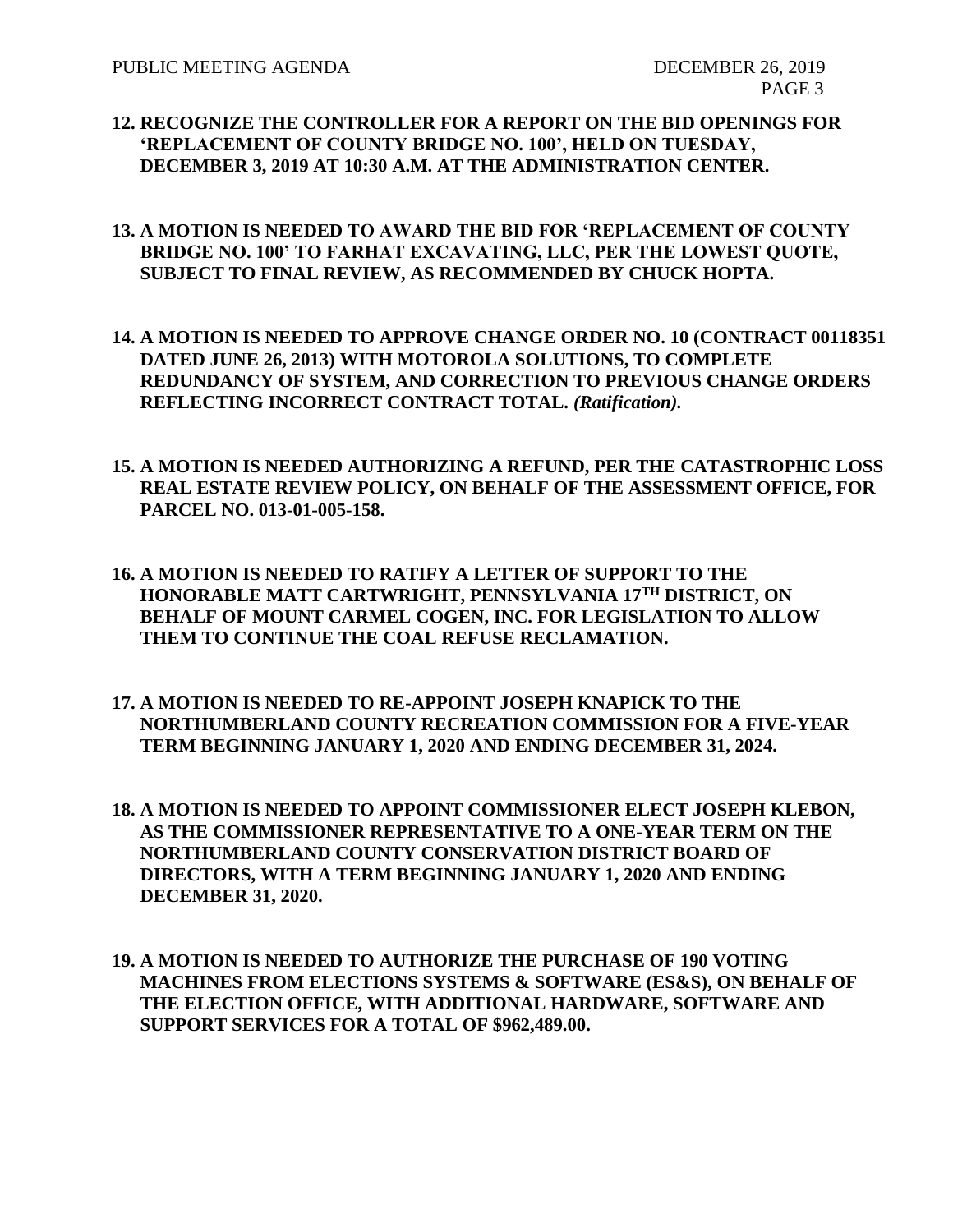**12. RECOGNIZE THE CONTROLLER FOR A REPORT ON THE BID OPENINGS FOR 'REPLACEMENT OF COUNTY BRIDGE NO. 100', HELD ON TUESDAY, DECEMBER 3, 2019 AT 10:30 A.M. AT THE ADMINISTRATION CENTER.**

**13. A MOTION IS NEEDED TO AWARD THE BID FOR 'REPLACEMENT OF COUNTY BRIDGE NO. 100' TO FARHAT EXCAVATING, LLC, PER THE LOWEST QUOTE, SUBJECT TO FINAL REVIEW, AS RECOMMENDED BY CHUCK HOPTA.**

**14. A MOTION IS NEEDED TO APPROVE CHANGE ORDER NO. 10 (CONTRACT 00118351 DATED JUNE 26, 2013) WITH MOTOROLA SOLUTIONS, TO COMPLETE REDUNDANCY OF SYSTEM, AND CORRECTION TO PREVIOUS CHANGE ORDERS REFLECTING INCORRECT CONTRACT TOTAL.** ***(Ratification).***

**15. A MOTION IS NEEDED AUTHORIZING A REFUND, PER THE CATASTROPHIC LOSS REAL ESTATE REVIEW POLICY, ON BEHALF OF THE ASSESSMENT OFFICE, FOR PARCEL NO. 013-01-005-158.**

**16. A MOTION IS NEEDED TO RATIFY A LETTER OF SUPPORT TO THE HONORABLE MATT CARTWRIGHT, PENNSYLVANIA 17TH DISTRICT, ON BEHALF OF MOUNT CARMEL COGEN, INC. FOR LEGISLATION TO ALLOW THEM TO CONTINUE THE COAL REFUSE RECLAMATION.**

**17. A MOTION IS NEEDED TO RE-APPOINT JOSEPH KNAPICK TO THE NORTHUMBERLAND COUNTY RECREATION COMMISSION FOR A FIVE-YEAR TERM BEGINNING JANUARY 1, 2020 AND ENDING DECEMBER 31, 2024.**

**18. A MOTION IS NEEDED TO APPOINT COMMISSIONER ELECT JOSEPH KLEBON, AS THE COMMISSIONER REPRESENTATIVE TO A ONE-YEAR TERM ON THE NORTHUMBERLAND COUNTY CONSERVATION DISTRICT BOARD OF DIRECTORS, WITH A TERM BEGINNING JANUARY 1, 2020 AND ENDING DECEMBER 31, 2020.**

**19. A MOTION IS NEEDED TO AUTHORIZE THE PURCHASE OF 190 VOTING MACHINES FROM ELECTIONS SYSTEMS & SOFTWARE (ES&S), ON BEHALF OF THE ELECTION OFFICE, WITH ADDITIONAL HARDWARE, SOFTWARE AND SUPPORT SERVICES FOR A TOTAL OF $962,489.00.**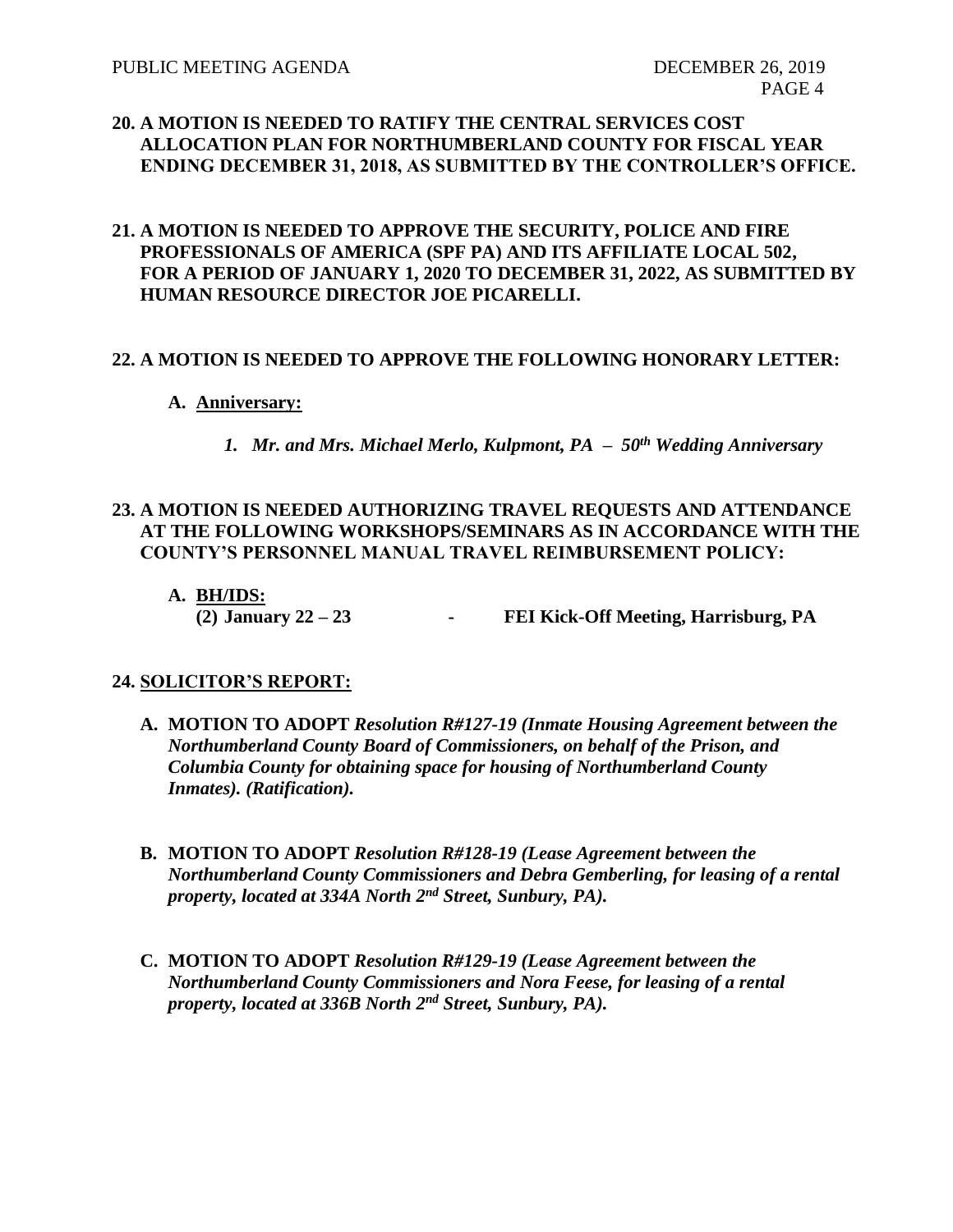**20. A MOTION IS NEEDED TO RATIFY THE CENTRAL SERVICES COST ALLOCATION PLAN FOR NORTHUMBERLAND COUNTY FOR FISCAL YEAR ENDING DECEMBER 31, 2018, AS SUBMITTED BY THE CONTROLLER'S OFFICE.**

**21. A MOTION IS NEEDED TO APPROVE THE SECURITY, POLICE AND FIRE PROFESSIONALS OF AMERICA (SPF PA) AND ITS AFFILIATE LOCAL 502, FOR A PERIOD OF JANUARY 1, 2020 TO DECEMBER 31, 2022, AS SUBMITTED BY HUMAN RESOURCE DIRECTOR JOE PICARELLI.**

**22. A MOTION IS NEEDED TO APPROVE THE FOLLOWING HONORARY LETTER:**

**A. <u>Anniversary:</u>**

1. ***Mr. and Mrs. Michael Merlo, Kulpmont, PA – 50th Wedding Anniversary***

**23. A MOTION IS NEEDED AUTHORIZING TRAVEL REQUESTS AND ATTENDANCE AT THE FOLLOWING WORKSHOPS/SEMINARS AS IN ACCORDANCE WITH THE COUNTY'S PERSONNEL MANUAL TRAVEL REIMBURSEMENT POLICY:**

**A. <u>BH/IDS:</u>**
**(2) January 22 – 23 - FEI Kick-Off Meeting, Harrisburg, PA**

**24. <u>SOLICITOR'S REPORT:</u>**

**A. MOTION TO ADOPT** ***Resolution R#127-19 (Inmate Housing Agreement between the Northumberland County Board of Commissioners, on behalf of the Prison, and Columbia County for obtaining space for housing of Northumberland County Inmates). (Ratification).***

**B. MOTION TO ADOPT** ***Resolution R#128-19 (Lease Agreement between the Northumberland County Commissioners and Debra Gemberling, for leasing of a rental property, located at 334A North 2nd Street, Sunbury, PA).***

**C. MOTION TO ADOPT** ***Resolution R#129-19 (Lease Agreement between the Northumberland County Commissioners and Nora Feese, for leasing of a rental property, located at 336B North 2nd Street, Sunbury, PA).***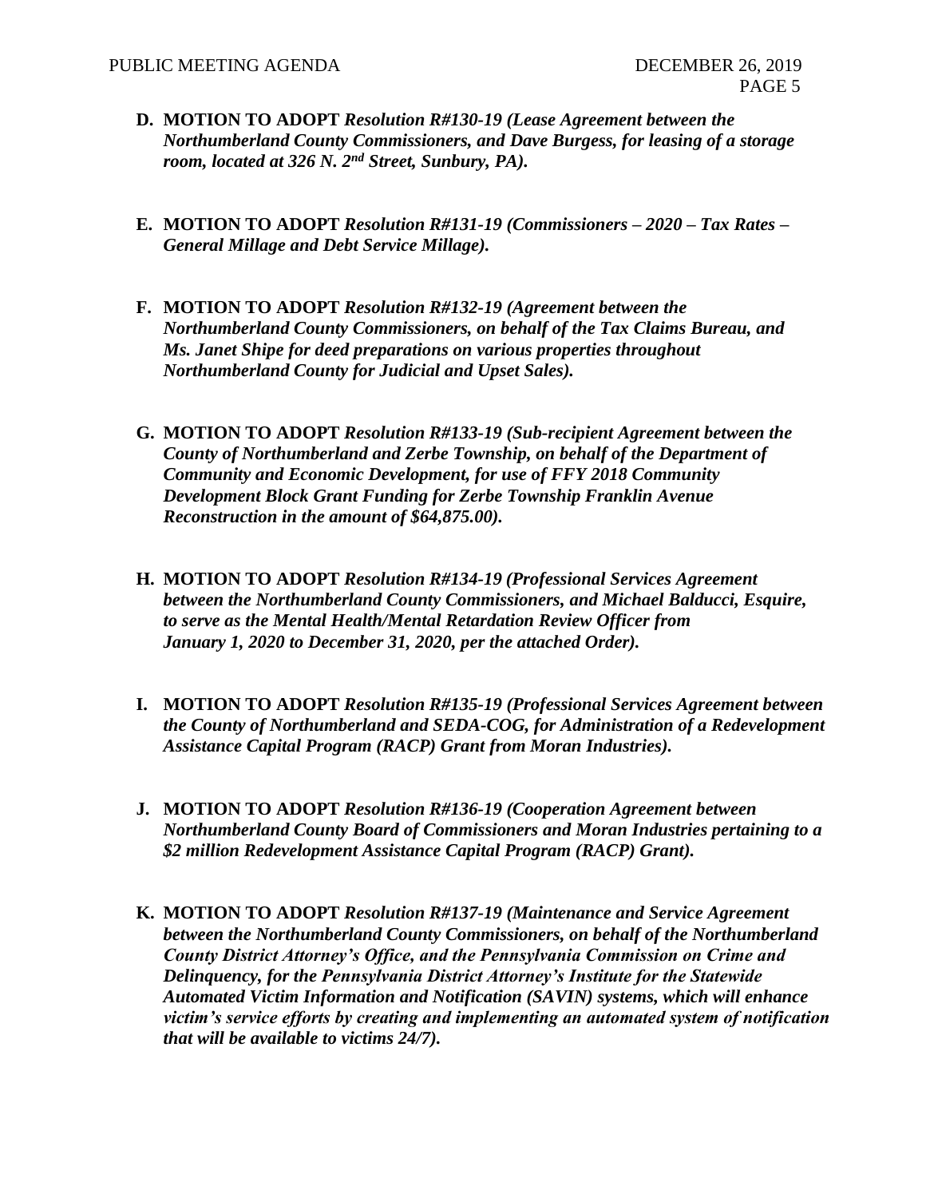**D. MOTION TO ADOPT** ***Resolution R#130-19 (Lease Agreement between the Northumberland County Commissioners, and Dave Burgess, for leasing of a storage room, located at 326 N. 2nd Street, Sunbury, PA).***

**E. MOTION TO ADOPT** ***Resolution R#131-19 (Commissioners – 2020 – Tax Rates – General Millage and Debt Service Millage).***

**F. MOTION TO ADOPT** ***Resolution R#132-19 (Agreement between the Northumberland County Commissioners, on behalf of the Tax Claims Bureau, and Ms. Janet Shipe for deed preparations on various properties throughout Northumberland County for Judicial and Upset Sales).***

**G. MOTION TO ADOPT** ***Resolution R#133-19 (Sub-recipient Agreement between the County of Northumberland and Zerbe Township, on behalf of the Department of Community and Economic Development, for use of FFY 2018 Community Development Block Grant Funding for Zerbe Township Franklin Avenue Reconstruction in the amount of $64,875.00).***

**H. MOTION TO ADOPT** ***Resolution R#134-19 (Professional Services Agreement between the Northumberland County Commissioners, and Michael Balducci, Esquire, to serve as the Mental Health/Mental Retardation Review Officer from January 1, 2020 to December 31, 2020, per the attached Order).***

**I. MOTION TO ADOPT** ***Resolution R#135-19 (Professional Services Agreement between the County of Northumberland and SEDA-COG, for Administration of a Redevelopment Assistance Capital Program (RACP) Grant from Moran Industries).***

**J. MOTION TO ADOPT** ***Resolution R#136-19 (Cooperation Agreement between Northumberland County Board of Commissioners and Moran Industries pertaining to a $2 million Redevelopment Assistance Capital Program (RACP) Grant).***

**K. MOTION TO ADOPT** ***Resolution R#137-19 (Maintenance and Service Agreement between the Northumberland County Commissioners, on behalf of the Northumberland County District Attorney's Office, and the Pennsylvania Commission on Crime and Delinquency, for the Pennsylvania District Attorney's Institute for the Statewide Automated Victim Information and Notification (SAVIN) systems, which will enhance victim's service efforts by creating and implementing an automated system of notification that will be available to victims 24/7).***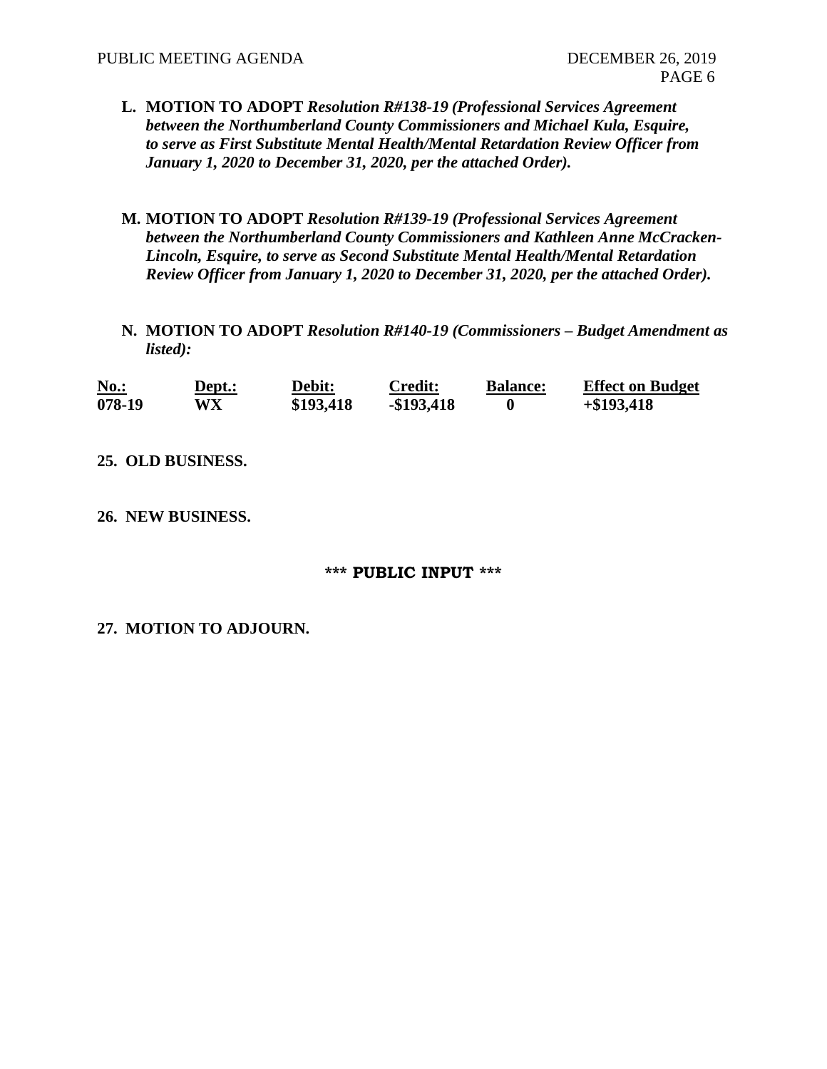**L. MOTION TO ADOPT** ***Resolution R#138-19 (Professional Services Agreement between the Northumberland County Commissioners and Michael Kula, Esquire, to serve as First Substitute Mental Health/Mental Retardation Review Officer from January 1, 2020 to December 31, 2020, per the attached Order).***

**M. MOTION TO ADOPT** ***Resolution R#139-19 (Professional Services Agreement between the Northumberland County Commissioners and Kathleen Anne McCracken-Lincoln, Esquire, to serve as Second Substitute Mental Health/Mental Retardation Review Officer from January 1, 2020 to December 31, 2020, per the attached Order).***

**N. MOTION TO ADOPT** ***Resolution R#140-19 (Commissioners – Budget Amendment as listed):***

| No.: | Dept.: | Debit: | Credit: | Balance: | Effect on Budget |
|---|---|---|---|---|---|
| **078-19** | **WX** | **$193,418** | **-$193,418** | **0** | **+$193,418** |

**25. OLD BUSINESS.**

**26. NEW BUSINESS.**

**\*\*\* PUBLIC INPUT \*\*\***

**27. MOTION TO ADJOURN.**